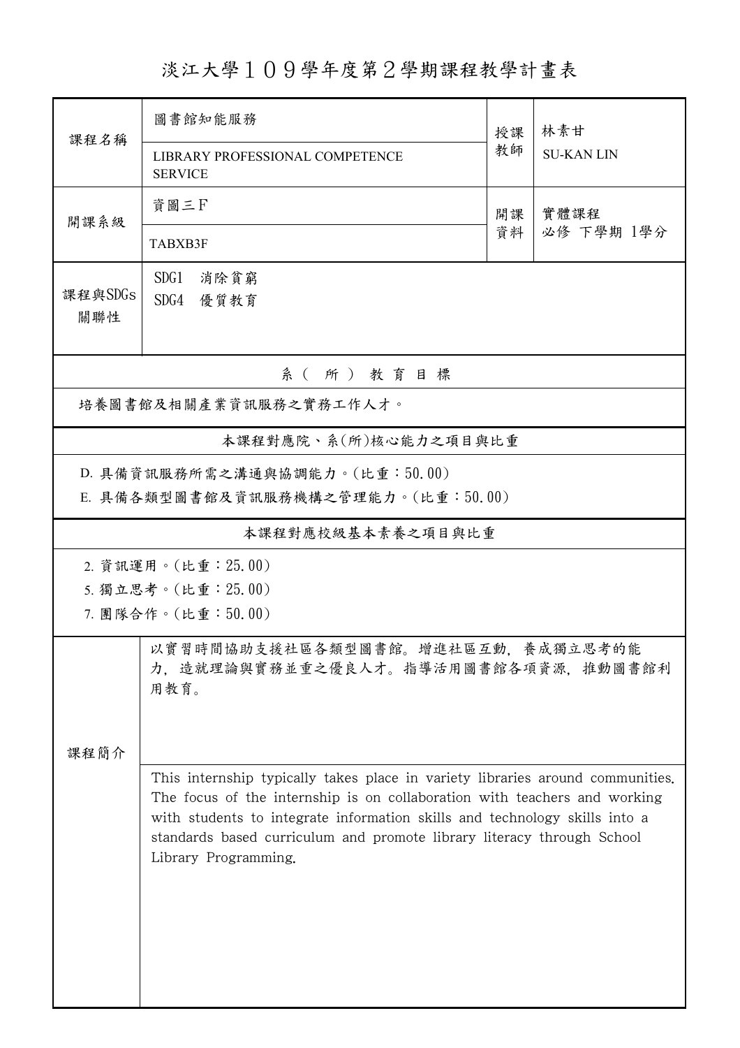# 淡江大學１０９學年度第２學期課程教學計畫表

| 課程名稱 | 圖書館知能服務<br>LIBRARY PROFESSIONAL COMPETENCE SERVICE | 授課教師 | 林素甘<br>SU-KAN LIN |
|---|---|---|---|
| 開課系級 | 資圖三F<br>TABXB3F | 開課資料 | 實體課程<br>必修 下學期 1學分 |
| 課程與SDGs關聯性 | SDG1 消除貧窮<br>SDG4 優質教育 | | |

## 系（所）教育目標

培養圖書館及相關產業資訊服務之實務工作人才。

## 本課程對應院、系(所)核心能力之項目與比重

D. 具備資訊服務所需之溝通與協調能力。(比重：50.00)

E. 具備各類型圖書館及資訊服務機構之管理能力。(比重：50.00)

## 本課程對應校級基本素養之項目與比重

2. 資訊運用。(比重：25.00)
5. 獨立思考。(比重：25.00)
7. 團隊合作。(比重：50.00)

## 課程簡介

以實習時間協助支援社區各類型圖書館。增進社區互動，養成獨立思考的能力，造就理論與實務並重之優良人才。指導活用圖書館各項資源，推動圖書館利用教育。

This internship typically takes place in variety libraries around communities. The focus of the internship is on collaboration with teachers and working with students to integrate information skills and technology skills into a standards based curriculum and promote library literacy through School Library Programming.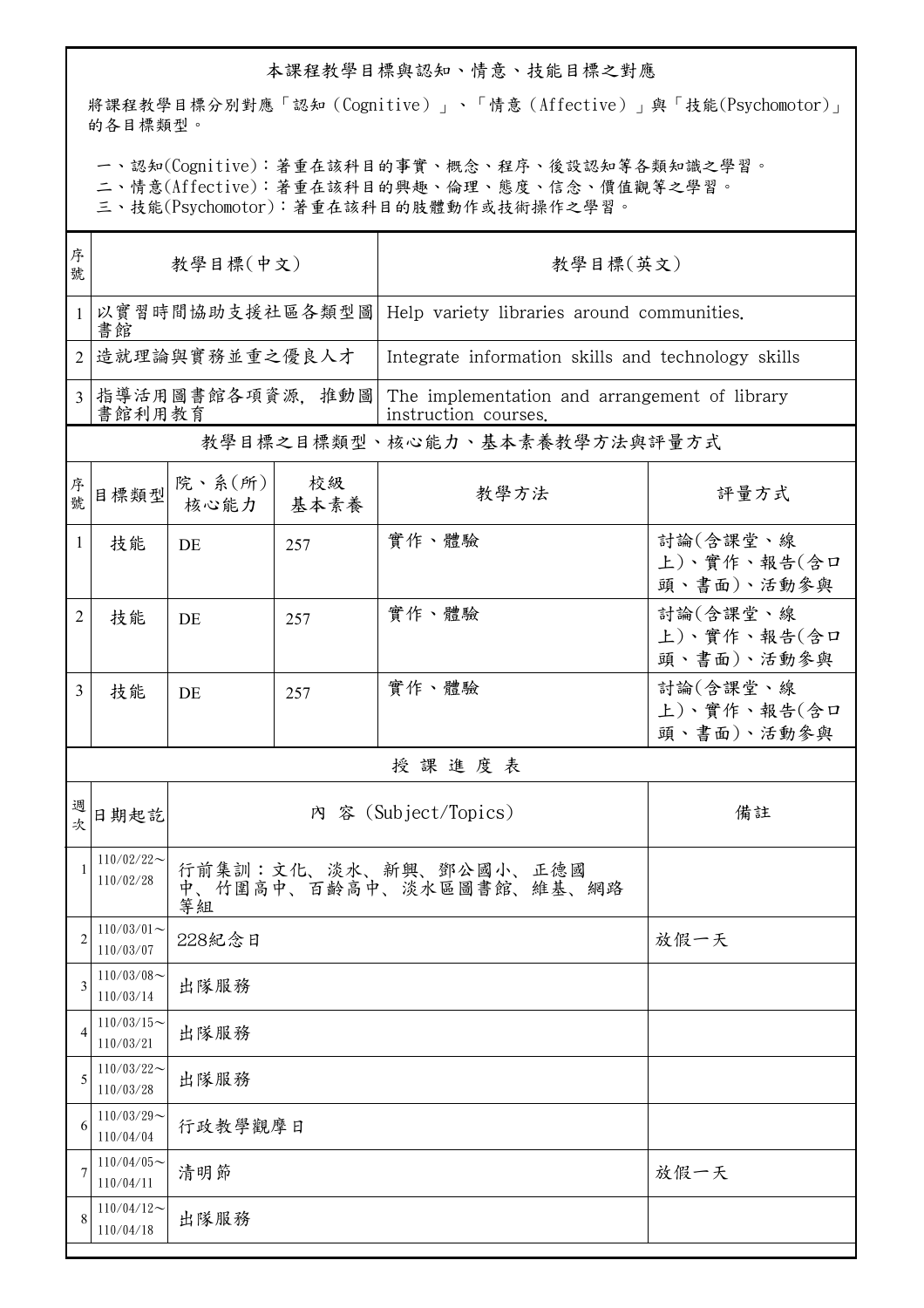## 本課程教學目標與認知、情意、技能目標之對應

將課程教學目標分別對應「認知（Cognitive）」、「情意（Affective）」與「技能(Psychomotor)」的各目標類型。

一、認知(Cognitive)：著重在該科目的事實、概念、程序、後設認知等各類知識之學習。
二、情意(Affective)：著重在該科目的興趣、倫理、態度、信念、價值觀等之學習。
三、技能(Psychomotor)：著重在該科目的肢體動作或技術操作之學習。

| 序號 | 教學目標(中文) | 教學目標(英文) |
|---|---|---|
| 1 | 以實習時間協助支援社區各類型圖書館 | Help variety libraries around communities. |
| 2 | 造就理論與實務並重之優良人才 | Integrate information skills and technology skills |
| 3 | 指導活用圖書館各項資源，推動圖書館利用教育 | The implementation and arrangement of library instruction courses. |

## 教學目標之目標類型、核心能力、基本素養教學方法與評量方式

| 序號 | 目標類型 | 院、系(所)核心能力 | 校級基本素養 | 教學方法 | 評量方式 |
|---|---|---|---|---|---|
| 1 | 技能 | DE | 257 | 實作、體驗 | 討論(含課堂、線上)、實作、報告(含口頭、書面)、活動參與 |
| 2 | 技能 | DE | 257 | 實作、體驗 | 討論(含課堂、線上)、實作、報告(含口頭、書面)、活動參與 |
| 3 | 技能 | DE | 257 | 實作、體驗 | 討論(含課堂、線上)、實作、報告(含口頭、書面)、活動參與 |

## 授 課 進 度 表

| 週次 | 日期起訖 | 內 容 (Subject/Topics) | 備註 |
|---|---|---|---|
| 1 | 110/02/22～110/02/28 | 行前集訓：文化、淡水、新興、鄧公國小、正德國中、竹圍高中、百齡高中、淡水區圖書館、維基、網路等組 | |
| 2 | 110/03/01～110/03/07 | 228紀念日 | 放假一天 |
| 3 | 110/03/08～110/03/14 | 出隊服務 | |
| 4 | 110/03/15～110/03/21 | 出隊服務 | |
| 5 | 110/03/22～110/03/28 | 出隊服務 | |
| 6 | 110/03/29～110/04/04 | 行政教學觀摩日 | |
| 7 | 110/04/05～110/04/11 | 清明節 | 放假一天 |
| 8 | 110/04/12～110/04/18 | 出隊服務 | |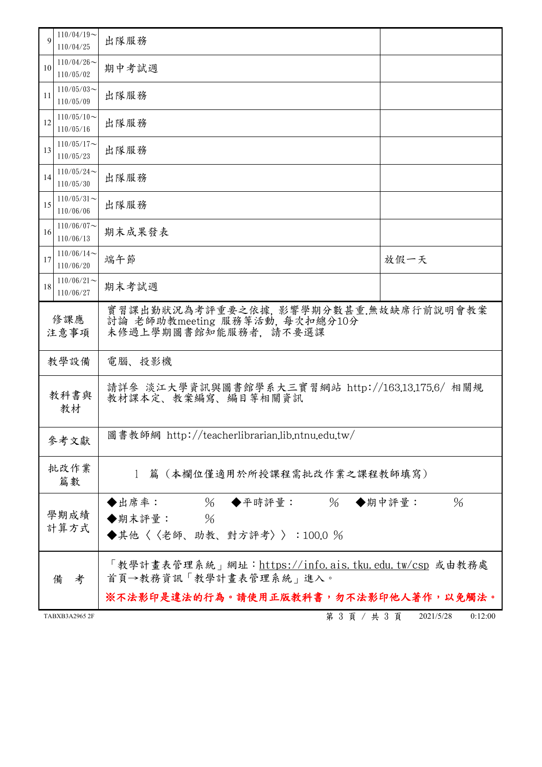| | | | |
|---|---|---|---|
| 9 | 110/04/19～<br>110/04/25 | 出隊服務 | |
| 10 | 110/04/26～<br>110/05/02 | 期中考試週 | |
| 11 | 110/05/03～<br>110/05/09 | 出隊服務 | |
| 12 | 110/05/10～<br>110/05/16 | 出隊服務 | |
| 13 | 110/05/17～<br>110/05/23 | 出隊服務 | |
| 14 | 110/05/24～<br>110/05/30 | 出隊服務 | |
| 15 | 110/05/31～<br>110/06/06 | 出隊服務 | |
| 16 | 110/06/07～<br>110/06/13 | 期末成果發表 | |
| 17 | 110/06/14～<br>110/06/20 | 端午節 | 放假一天 |
| 18 | 110/06/21～<br>110/06/27 | 期末考試週 | |

| | |
|---|---|
| 修課應注意事項 | 實習課出勤狀況為考評重要之依據，影響學期分數甚重.無故缺席行前說明會教案討論 老師助教meeting 服務等活動，每次扣總分10分<br>未修過上學期圖書館知能服務者，請不要選課 |
| 教學設備 | 電腦、投影機 |
| 教科書與教材 | 請詳參 淡江大學資訊與圖書館學系大三實習網站 http://163.13.175.6/ 相關規教材課本定、教案編寫、編目等相關資訊 |
| 參考文獻 | 圖書教師網 http://teacherlibrarian.lib.ntnu.edu.tw/ |
| 批改作業篇數 | 1 篇（本欄位僅適用於所授課程需批改作業之課程教師填寫） |
| 學期成績計算方式 | ◆出席率： ％ ◆平時評量： ％ ◆期中評量： ％<br>◆期末評量： ％<br>◆其他〈〈老師、助教、對方評考〉〉：100.0 ％ |
| 備考 | 「教學計畫表管理系統」網址：https://info.ais.tku.edu.tw/csp 或由教務處首頁→教務資訊「教學計畫表管理系統」進入。<br>**※不法影印是違法的行為。請使用正版教科書，勿不法影印他人著作，以免觸法。** |

TABXB3A2965 2F 2021/5/28 0:12:00